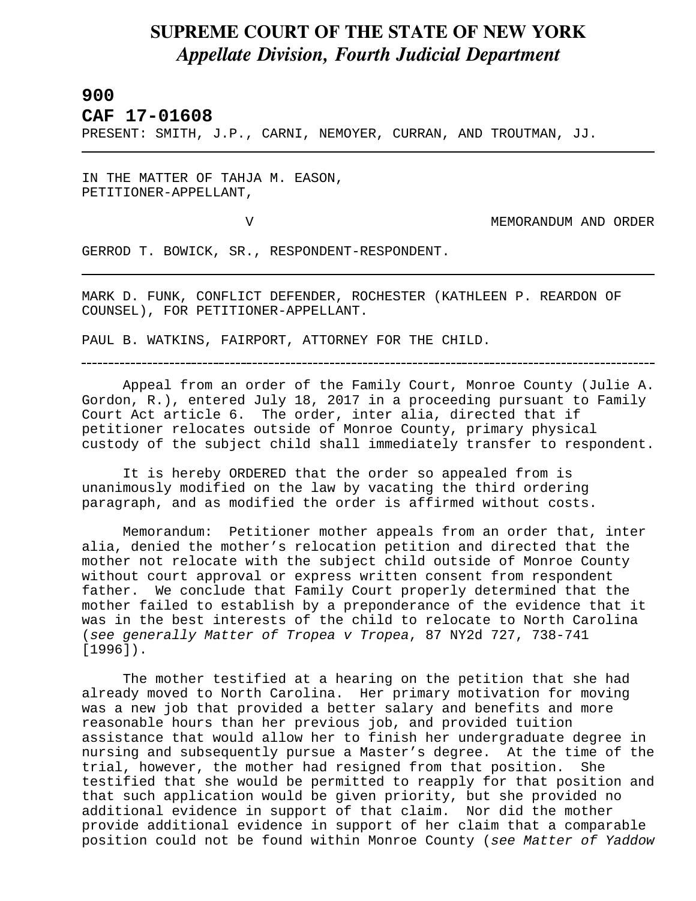# SUPREME COURT OF THE STATE OF NEW YORK
## *Appellate Division, Fourth Judicial Department*

**900**

**CAF 17-01608**

PRESENT: SMITH, J.P., CARNI, NEMOYER, CURRAN, AND TROUTMAN, JJ.

---

IN THE MATTER OF TAHJA M. EASON,
PETITIONER-APPELLANT,

V MEMORANDUM AND ORDER

GERROD T. BOWICK, SR., RESPONDENT-RESPONDENT.

---

MARK D. FUNK, CONFLICT DEFENDER, ROCHESTER (KATHLEEN P. REARDON OF COUNSEL), FOR PETITIONER-APPELLANT.

PAUL B. WATKINS, FAIRPORT, ATTORNEY FOR THE CHILD.

---

Appeal from an order of the Family Court, Monroe County (Julie A. Gordon, R.), entered July 18, 2017 in a proceeding pursuant to Family Court Act article 6. The order, inter alia, directed that if petitioner relocates outside of Monroe County, primary physical custody of the subject child shall immediately transfer to respondent.

It is hereby ORDERED that the order so appealed from is unanimously modified on the law by vacating the third ordering paragraph, and as modified the order is affirmed without costs.

Memorandum: Petitioner mother appeals from an order that, inter alia, denied the mother's relocation petition and directed that the mother not relocate with the subject child outside of Monroe County without court approval or express written consent from respondent father. We conclude that Family Court properly determined that the mother failed to establish by a preponderance of the evidence that it was in the best interests of the child to relocate to North Carolina (*see generally Matter of Tropea v Tropea*, 87 NY2d 727, 738-741 [1996]).

The mother testified at a hearing on the petition that she had already moved to North Carolina. Her primary motivation for moving was a new job that provided a better salary and benefits and more reasonable hours than her previous job, and provided tuition assistance that would allow her to finish her undergraduate degree in nursing and subsequently pursue a Master's degree. At the time of the trial, however, the mother had resigned from that position. She testified that she would be permitted to reapply for that position and that such application would be given priority, but she provided no additional evidence in support of that claim. Nor did the mother provide additional evidence in support of her claim that a comparable position could not be found within Monroe County (*see Matter of Yaddow*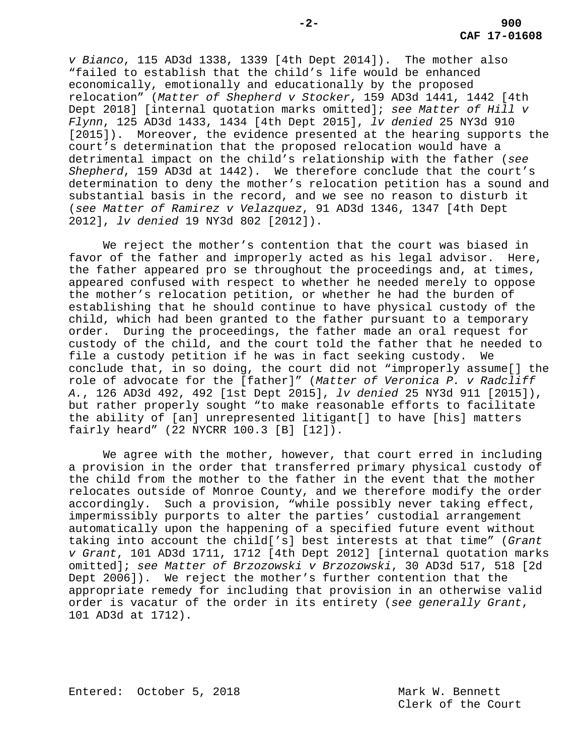*v Bianco*, 115 AD3d 1338, 1339 [4th Dept 2014]). The mother also "failed to establish that the child's life would be enhanced economically, emotionally and educationally by the proposed relocation" (*Matter of Shepherd v Stocker*, 159 AD3d 1441, 1442 [4th Dept 2018] [internal quotation marks omitted]; *see Matter of Hill v Flynn*, 125 AD3d 1433, 1434 [4th Dept 2015], *lv denied* 25 NY3d 910 [2015]). Moreover, the evidence presented at the hearing supports the court's determination that the proposed relocation would have a detrimental impact on the child's relationship with the father (*see Shepherd*, 159 AD3d at 1442). We therefore conclude that the court's determination to deny the mother's relocation petition has a sound and substantial basis in the record, and we see no reason to disturb it (*see Matter of Ramirez v Velazquez*, 91 AD3d 1346, 1347 [4th Dept 2012], *lv denied* 19 NY3d 802 [2012]).

We reject the mother's contention that the court was biased in favor of the father and improperly acted as his legal advisor. Here, the father appeared pro se throughout the proceedings and, at times, appeared confused with respect to whether he needed merely to oppose the mother's relocation petition, or whether he had the burden of establishing that he should continue to have physical custody of the child, which had been granted to the father pursuant to a temporary order. During the proceedings, the father made an oral request for custody of the child, and the court told the father that he needed to file a custody petition if he was in fact seeking custody. We conclude that, in so doing, the court did not "improperly assume[] the role of advocate for the [father]" (*Matter of Veronica P. v Radcliff A.*, 126 AD3d 492, 492 [1st Dept 2015], *lv denied* 25 NY3d 911 [2015]), but rather properly sought "to make reasonable efforts to facilitate the ability of [an] unrepresented litigant[] to have [his] matters fairly heard" (22 NYCRR 100.3 [B] [12]).

We agree with the mother, however, that court erred in including a provision in the order that transferred primary physical custody of the child from the mother to the father in the event that the mother relocates outside of Monroe County, and we therefore modify the order accordingly. Such a provision, "while possibly never taking effect, impermissibly purports to alter the parties' custodial arrangement automatically upon the happening of a specified future event without taking into account the child['s] best interests at that time" (*Grant v Grant*, 101 AD3d 1711, 1712 [4th Dept 2012] [internal quotation marks omitted]; *see Matter of Brzozowski v Brzozowski*, 30 AD3d 517, 518 [2d Dept 2006]). We reject the mother's further contention that the appropriate remedy for including that provision in an otherwise valid order is vacatur of the order in its entirety (*see generally Grant*, 101 AD3d at 1712).

Entered: October 5, 2018

Mark W. Bennett
Clerk of the Court